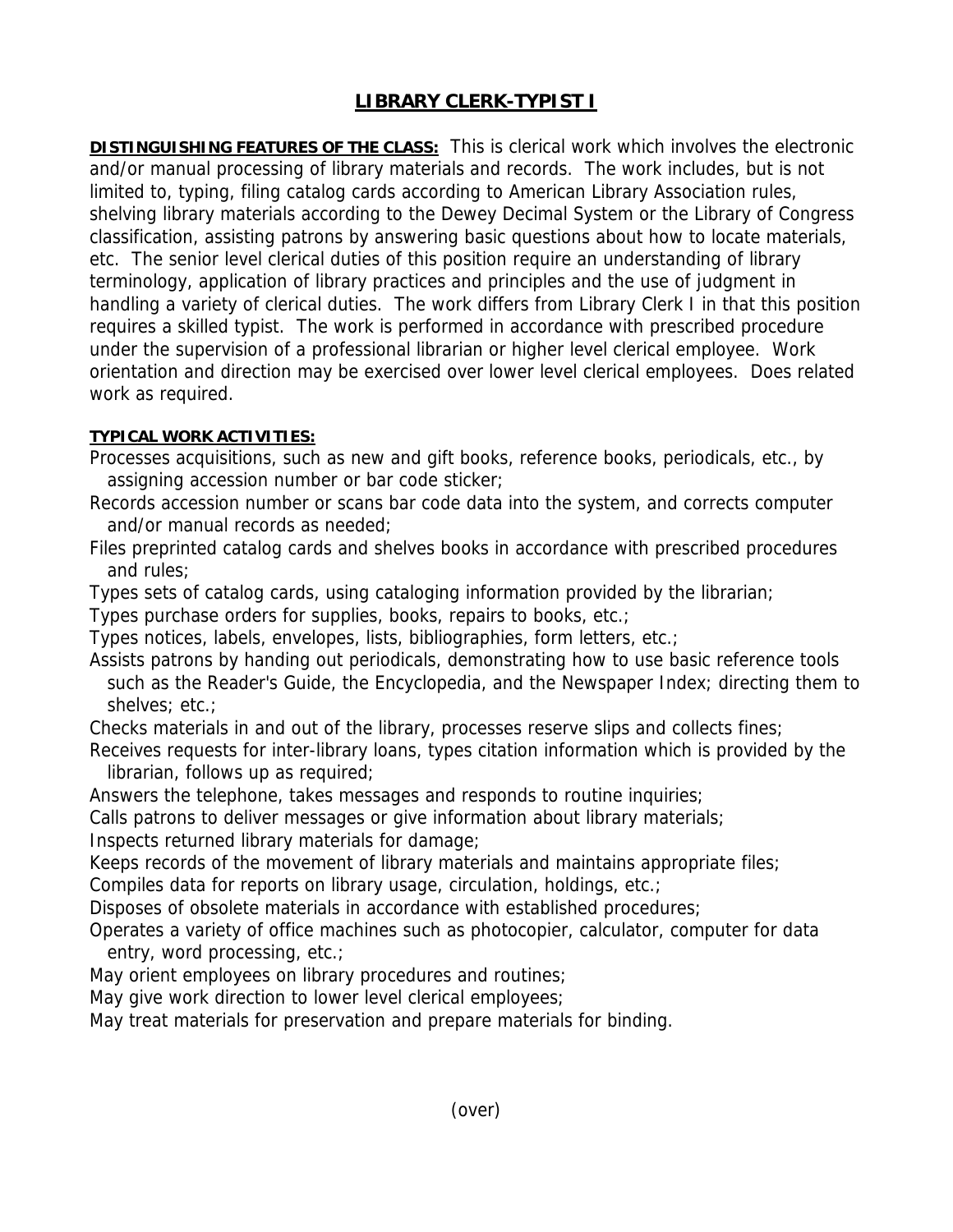# LIBRARY CLERK-TYPIST I

**DISTINGUISHING FEATURES OF THE CLASS:** This is clerical work which involves the electronic and/or manual processing of library materials and records. The work includes, but is not limited to, typing, filing catalog cards according to American Library Association rules, shelving library materials according to the Dewey Decimal System or the Library of Congress classification, assisting patrons by answering basic questions about how to locate materials, etc. The senior level clerical duties of this position require an understanding of library terminology, application of library practices and principles and the use of judgment in handling a variety of clerical duties. The work differs from Library Clerk I in that this position requires a skilled typist. The work is performed in accordance with prescribed procedure under the supervision of a professional librarian or higher level clerical employee. Work orientation and direction may be exercised over lower level clerical employees. Does related work as required.

**TYPICAL WORK ACTIVITIES:**

Processes acquisitions, such as new and gift books, reference books, periodicals, etc., by assigning accession number or bar code sticker;

Records accession number or scans bar code data into the system, and corrects computer and/or manual records as needed;

Files preprinted catalog cards and shelves books in accordance with prescribed procedures and rules;

Types sets of catalog cards, using cataloging information provided by the librarian;

Types purchase orders for supplies, books, repairs to books, etc.;

Types notices, labels, envelopes, lists, bibliographies, form letters, etc.;

Assists patrons by handing out periodicals, demonstrating how to use basic reference tools such as the Reader's Guide, the Encyclopedia, and the Newspaper Index; directing them to shelves; etc.;

Checks materials in and out of the library, processes reserve slips and collects fines;

Receives requests for inter-library loans, types citation information which is provided by the librarian, follows up as required;

Answers the telephone, takes messages and responds to routine inquiries;

Calls patrons to deliver messages or give information about library materials;

Inspects returned library materials for damage;

Keeps records of the movement of library materials and maintains appropriate files;

Compiles data for reports on library usage, circulation, holdings, etc.;

Disposes of obsolete materials in accordance with established procedures;

Operates a variety of office machines such as photocopier, calculator, computer for data entry, word processing, etc.;

May orient employees on library procedures and routines;

May give work direction to lower level clerical employees;

May treat materials for preservation and prepare materials for binding.

(over)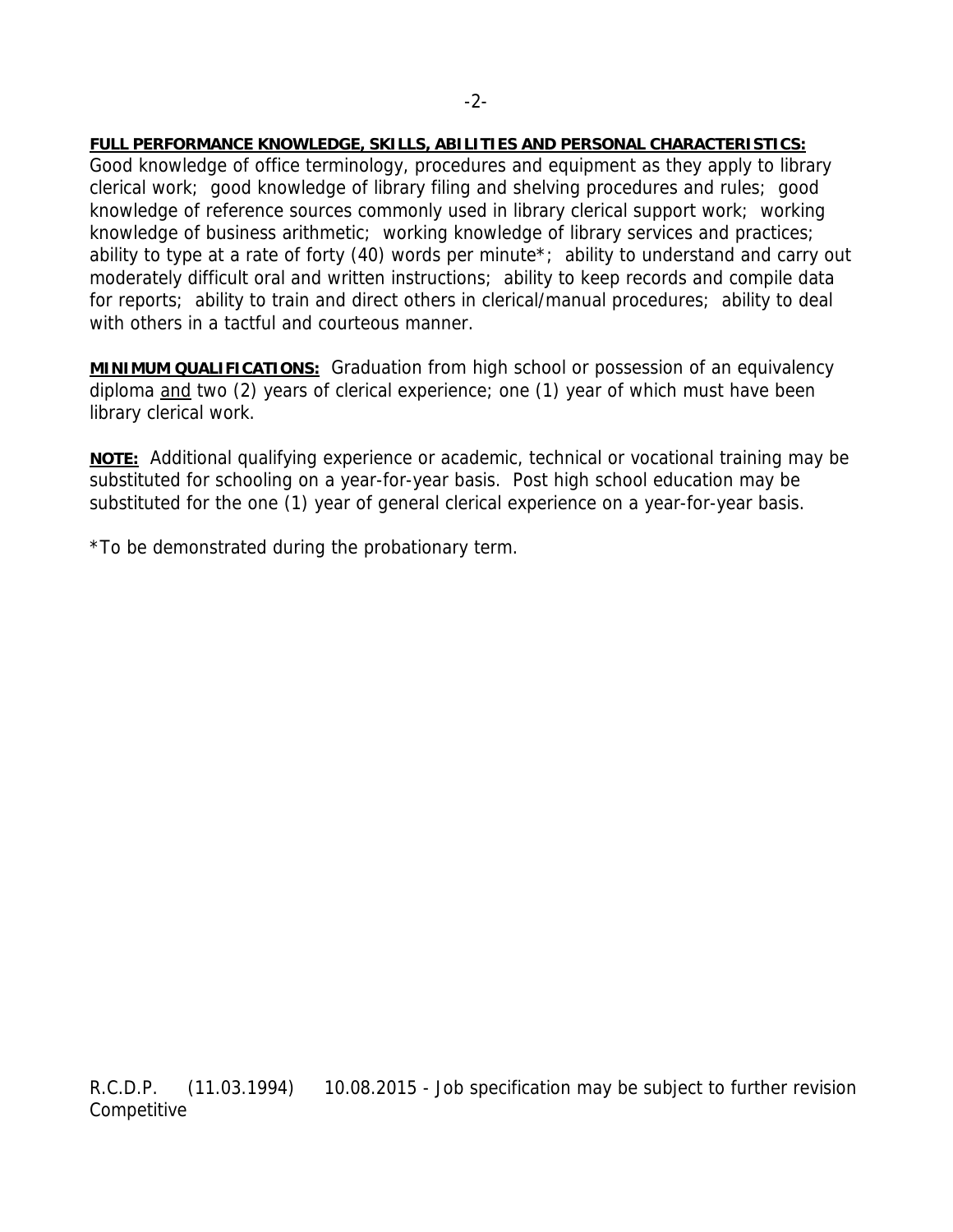**FULL PERFORMANCE KNOWLEDGE, SKILLS, ABILITIES AND PERSONAL CHARACTERISTICS:** Good knowledge of office terminology, procedures and equipment as they apply to library clerical work; good knowledge of library filing and shelving procedures and rules; good knowledge of reference sources commonly used in library clerical support work; working knowledge of business arithmetic; working knowledge of library services and practices; ability to type at a rate of forty (40) words per minute*; ability to understand and carry out moderately difficult oral and written instructions; ability to keep records and compile data for reports; ability to train and direct others in clerical/manual procedures; ability to deal with others in a tactful and courteous manner.

**MINIMUM QUALIFICATIONS:** Graduation from high school or possession of an equivalency diploma and two (2) years of clerical experience; one (1) year of which must have been library clerical work.

**NOTE:** Additional qualifying experience or academic, technical or vocational training may be substituted for schooling on a year-for-year basis. Post high school education may be substituted for the one (1) year of general clerical experience on a year-for-year basis.

*To be demonstrated during the probationary term.

R.C.D.P. (11.03.1994) 10.08.2015 - Job specification may be subject to further revision
Competitive